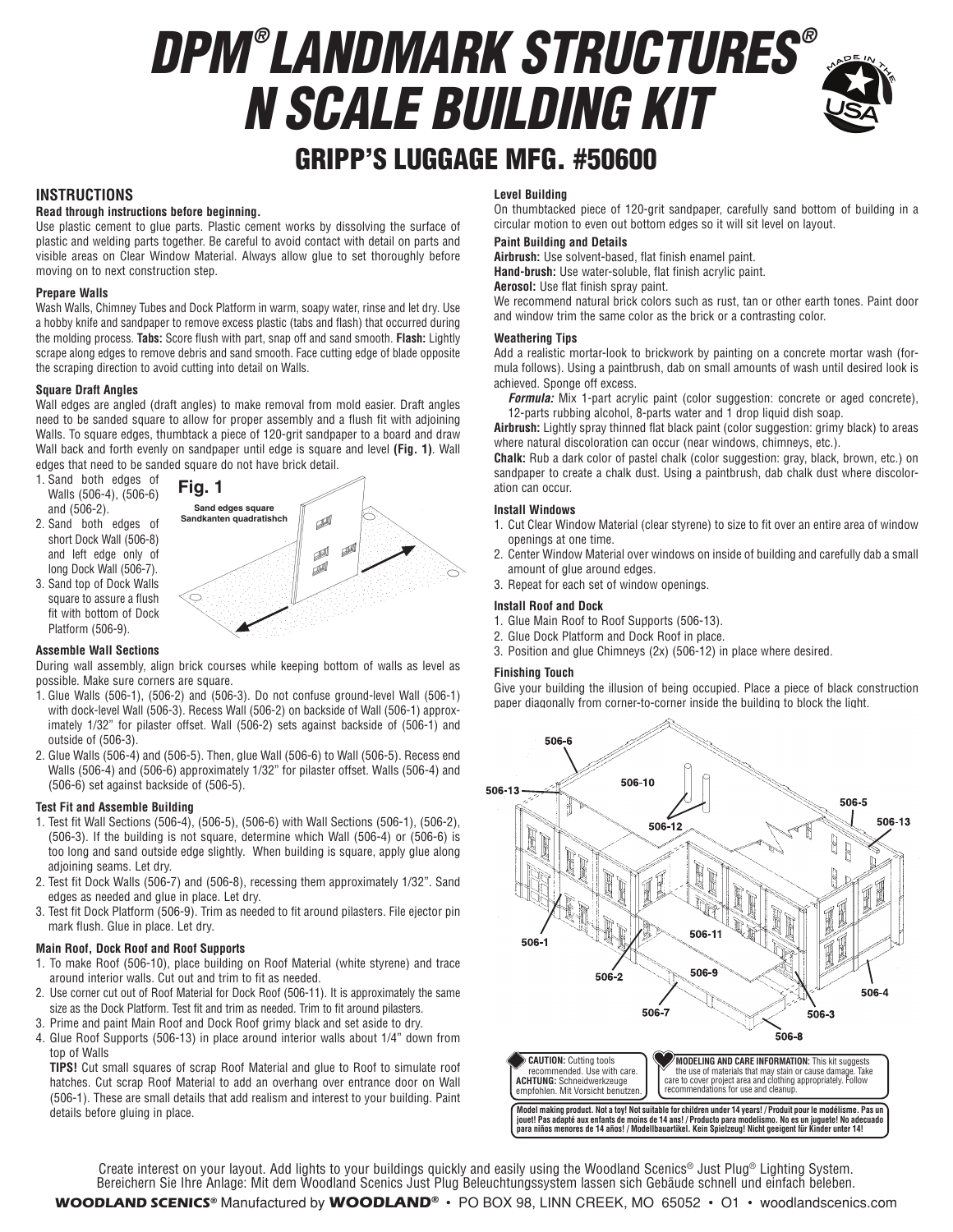# DPM® LANDMARK STRUCTURES® N SCALE BUILDING KIT

## GRIPP'S LUGGAGE MFG. #50600

### INSTRUCTIONS

**Read through instructions before beginning.**

Use plastic cement to glue parts. Plastic cement works by dissolving the surface of plastic and welding parts together. Be careful to avoid contact with detail on parts and visible areas on Clear Window Material. Always allow glue to set thoroughly before moving on to next construction step.

**Prepare Walls**

Wash Walls, Chimney Tubes and Dock Platform in warm, soapy water, rinse and let dry. Use a hobby knife and sandpaper to remove excess plastic (tabs and flash) that occurred during the molding process. **Tabs:** Score flush with part, snap off and sand smooth. **Flash:** Lightly scrape along edges to remove debris and sand smooth. Face cutting edge of blade opposite the scraping direction to avoid cutting into detail on Walls.

**Square Draft Angles**

Wall edges are angled (draft angles) to make removal from mold easier. Draft angles need to be sanded square to allow for proper assembly and a flush fit with adjoining Walls. To square edges, thumbtack a piece of 120-grit sandpaper to a board and draw Wall back and forth evenly on sandpaper until edge is square and level **(Fig. 1)**. Wall edges that need to be sanded square do not have brick detail.

1. Sand both edges of Walls (506-4), (506-6) and (506-2).
2. Sand both edges of short Dock Wall (506-8) and left edge only of long Dock Wall (506-7).
3. Sand top of Dock Walls square to assure a flush fit with bottom of Dock Platform (506-9).

**Fig. 1**
Sand edges square
Sandkanten quadratischch

**Assemble Wall Sections**

During wall assembly, align brick courses while keeping bottom of walls as level as possible. Make sure corners are square.

1. Glue Walls (506-1), (506-2) and (506-3). Do not confuse ground-level Wall (506-1) with dock-level Wall (506-3). Recess Wall (506-2) on backside of Wall (506-1) approximately 1/32" for pilaster offset. Wall (506-2) sets against backside of (506-1) and outside of (506-3).
2. Glue Walls (506-4) and (506-5). Then, glue Wall (506-6) to Wall (506-5). Recess end Walls (506-4) and (506-6) approximately 1/32" for pilaster offset. Walls (506-4) and (506-6) set against backside of (506-5).

**Test Fit and Assemble Building**

1. Test fit Wall Sections (506-4), (506-5), (506-6) with Wall Sections (506-1), (506-2), (506-3). If the building is not square, determine which Wall (506-4) or (506-6) is too long and sand outside edge slightly. When building is square, apply glue along adjoining seams. Let dry.
2. Test fit Dock Walls (506-7) and (506-8), recessing them approximately 1/32". Sand edges as needed and glue in place. Let dry.
3. Test fit Dock Platform (506-9). Trim as needed to fit around pilasters. File ejector pin mark flush. Glue in place. Let dry.

**Main Roof, Dock Roof and Roof Supports**

1. To make Roof (506-10), place building on Roof Material (white styrene) and trace around interior walls. Cut out and trim to fit as needed.
2. Use corner cut out of Roof Material for Dock Roof (506-11). It is approximately the same size as the Dock Platform. Test fit and trim as needed. Trim to fit around pilasters.
3. Prime and paint Main Roof and Dock Roof grimy black and set aside to dry.
4. Glue Roof Supports (506-13) in place around interior walls about 1/4" down from top of Walls

**TIPS!** Cut small squares of scrap Roof Material and glue to Roof to simulate roof hatches. Cut scrap Roof Material to add an overhang over entrance door on Wall (506-1). These are small details that add realism and interest to your building. Paint details before gluing in place.

**Level Building**

On thumbtacked piece of 120-grit sandpaper, carefully sand bottom of building in a circular motion to even out bottom edges so it will sit level on layout.

**Paint Building and Details**

**Airbrush:** Use solvent-based, flat finish enamel paint.

**Hand-brush:** Use water-soluble, flat finish acrylic paint.

**Aerosol:** Use flat finish spray paint.

We recommend natural brick colors such as rust, tan or other earth tones. Paint door and window trim the same color as the brick or a contrasting color.

**Weathering Tips**

Add a realistic mortar-look to brickwork by painting on a concrete mortar wash (formula follows). Using a paintbrush, dab on small amounts of wash until desired look is achieved. Sponge off excess.

***Formula:*** Mix 1-part acrylic paint (color suggestion: concrete or aged concrete), 12-parts rubbing alcohol, 8-parts water and 1 drop liquid dish soap.

**Airbrush:** Lightly spray thinned flat black paint (color suggestion: grimy black) to areas where natural discoloration can occur (near windows, chimneys, etc.).

**Chalk:** Rub a dark color of pastel chalk (color suggestion: gray, black, brown, etc.) on sandpaper to create a chalk dust. Using a paintbrush, dab chalk dust where discoloration can occur.

**Install Windows**

1. Cut Clear Window Material (clear styrene) to size to fit over an entire area of window openings at one time.
2. Center Window Material over windows on inside of building and carefully dab a small amount of glue around edges.
3. Repeat for each set of window openings.

**Install Roof and Dock**

1. Glue Main Roof to Roof Supports (506-13).
2. Glue Dock Platform and Dock Roof in place.
3. Position and glue Chimneys (2x) (506-12) in place where desired.

**Finishing Touch**

Give your building the illusion of being occupied. Place a piece of black construction paper diagonally from corner-to-corner inside the building to block the light.

506-6, 506-13, 506-10, 506-12, 506-5, 506-13, 506-11, 506-1, 506-9, 506-2, 506-4, 506-7, 506-3, 506-8

**CAUTION:** Cutting tools recommended. Use with care. **ACHTUNG:** Schneidwerkzeuge empfohlen. Mit Vorsicht benutzen.

**MODELING AND CARE INFORMATION:** This kit suggests the use of materials that may stain or cause damage. Take care to cover project area and clothing appropriately. Follow recommendations for use and cleanup.

**Model making product. Not a toy! Not suitable for children under 14 years! / Produit pour le modélisme. Pas un jouet! Pas adapté aux enfants de moins de 14 ans! / Producto para modelismo. No es un juguete! No adecuado para niños menores de 14 años! / Modellbauartikel. Kein Spielzeug! Nicht geeignet für Kinder unter 14!**

Create interest on your layout. Add lights to your buildings quickly and easily using the Woodland Scenics® Just Plug® Lighting System.
Bereichern Sie Ihre Anlage: Mit dem Woodland Scenics Just Plug Beleuchtungssystem lassen sich Gebäude schnell und einfach beleben.

**WOODLAND SCENICS®** Manufactured by **WOODLAND®** • PO BOX 98, LINN CREEK, MO 65052 • O1 • woodlandscenics.com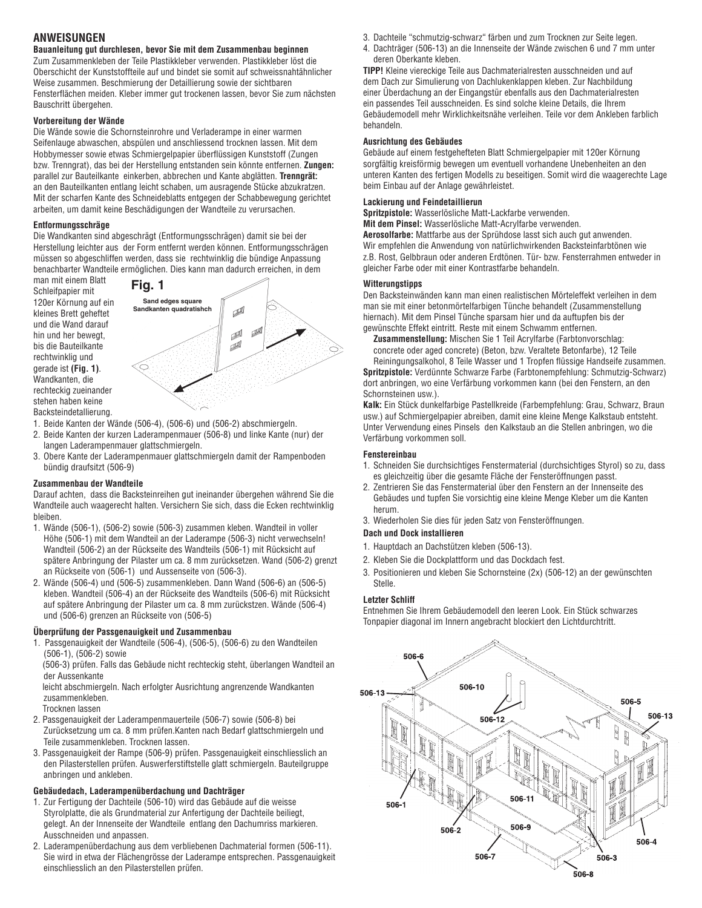## ANWEISUNGEN

**Bauanleitung gut durchlesen, bevor Sie mit dem Zusammenbau beginnen**

Zum Zusammenkleben der Teile Plastikkleber verwenden. Plastikkleber löst die Oberschicht der Kunststoffteile auf und bindet sie somit auf schweissnahtähnlicher Weise zusammen. Beschmierung der Detaillierung sowie der sichtbaren Fensterflächen meiden. Kleber immer gut trockenen lassen, bevor Sie zum nächsten Bauschritt übergehen.

**Vorbereitung der Wände**

Die Wände sowie die Schornsteinrohre und Verladerampe in einer warmen Seifenlauge abwaschen, abspülen und anschliessend trocknen lassen. Mit dem Hobbymesser sowie etwas Schmiergelpapier überflüssigen Kunststoff (Zungen bzw. Trenngrat), das bei der Herstellung entstanden sein könnte entfernen. **Zungen:** parallel zur Bauteilkante einkerben, abbrechen und Kante abglätten. **Trenngrät:** an den Bauteilkanten entlang leicht schaben, um ausragende Stücke abzukratzen. Mit der scharfen Kante des Schneideblatts entgegen der Schabbewegung gerichtet arbeiten, um damit keine Beschädigungen der Wandteile zu verursachen.

**Entformungsschräge**

Die Wandkanten sind abgeschrägt (Entformungsschrägen) damit sie bei der Herstellung leichter aus der Form entfernt werden können. Entformungsschrägen müssen so abgeschliffen werden, dass sie rechtwinklig die bündige Anpassung benachbarter Wandteile ermöglichen. Dies kann man dadurch erreichen, in dem man mit einem Blatt Schleifpapier mit 120er Körnung auf ein kleines Brett geheftet und die Wand darauf hin und her bewegt, bis die Bauteilkante rechtwinklig und gerade ist **(Fig. 1)**. Wandkanten, die rechteckig zueinander stehen haben keine Backsteindetallierung.

**Fig. 1**

Sand edges square
Sandkanten quadratishch

1. Beide Kanten der Wände (506-4), (506-6) und (506-2) abschmiergeln.
2. Beide Kanten der kurzen Laderampenmauer (506-8) und linke Kante (nur) der langen Laderampenmauer glattschmiergeln.
3. Obere Kante der Laderampenmauer glattschmiergeln damit der Rampenboden bündig draufsitzt (506-9)

**Zusammenbau der Wandteile**

Darauf achten, dass die Backsteinreihen gut ineinander übergehen während Sie die Wandteile auch waagerecht halten. Versichern Sie sich, dass die Ecken rechtwinklig bleiben.

1. Wände (506-1), (506-2) sowie (506-3) zusammen kleben. Wandteil in voller Höhe (506-1) mit dem Wandteil an der Laderampe (506-3) nicht verwechseln! Wandteil (506-2) an der Rückseite des Wandteils (506-1) mit Rücksicht auf spätere Anbringung der Pilaster um ca. 8 mm zurücksetzen. Wand (506-2) grenzt an Rückseite von (506-1) und Aussenseite von (506-3).
2. Wände (506-4) und (506-5) zusammenkleben. Dann Wand (506-6) an (506-5) kleben. Wandteil (506-4) an der Rückseite des Wandteils (506-6) mit Rücksicht auf spätere Anbringung der Pilaster um ca. 8 mm zurückstzen. Wände (506-4) und (506-6) grenzen an Rückseite von (506-5)

**Überprüfung der Passgenauigkeit und Zusammenbau**

1. Passgenauigkeit der Wandteile (506-4), (506-5), (506-6) zu den Wandteilen (506-1), (506-2) sowie (506-3) prüfen. Falls das Gebäude nicht rechteckig steht, überlangen Wandteil an der Aussenkante leicht abschmiergeln. Nach erfolgter Ausrichtung angrenzende Wandkanten zusammenkleben. Trocknen lassen
2. Passgenauigkeit der Laderampenmauerteile (506-7) sowie (506-8) bei Zurücksetzung um ca. 8 mm prüfen.Kanten nach Bedarf glattschmiergeln und Teile zusammenkleben. Trocknen lassen.
3. Passgenauigkeit der Rampe (506-9) prüfen. Passgenauigkeit einschliesslich an den Pilasterstellen prüfen. Auswerferstiftstelle glatt schmiergeln. Bauteilgruppe anbringen und ankleben.

**Gebäudedach, Laderampenüberdachung und Dachträger**

1. Zur Fertigung der Dachteile (506-10) wird das Gebäude auf die weisse Styrolplatte, die als Grundmaterial zur Anfertigung der Dachteile beiliegt, gelegt. An der Innenseite der Wandteile entlang den Dachumriss markieren. Ausschneiden und anpassen.
2. Laderampenüberdachung aus dem verbliebenen Dachmaterial formen (506-11). Sie wird in etwa der Flächengrösse der Laderampe entsprechen. Passgenauigkeit einschliesslich an den Pilasterstellen prüfen.
3. Dachteile "schmutzig-schwarz" färben und zum Trocknen zur Seite legen.
4. Dachträger (506-13) an die Innenseite der Wände zwischen 6 und 7 mm unter deren Oberkante kleben.

**TIPP!** Kleine viereckige Teile aus Dachmaterialresten ausschneiden und auf dem Dach zur Simulierung von Dachlukenklappen kleben. Zur Nachbildung einer Überdachung an der Eingangstür ebenfalls aus den Dachmaterialresten ein passendes Teil ausschneiden. Es sind solche kleine Details, die Ihrem Gebäudemodell mehr Wirklichkeitsnähe verleihen. Teile vor dem Ankleben farblich behandeln.

**Ausrichtung des Gebäudes**

Gebäude auf einem festgehefteten Blatt Schmiergelpapier mit 120er Körnung sorgfältig kreisförmig bewegen um eventuell vorhandene Unebenheiten an den unteren Kanten des fertigen Modells zu beseitigen. Somit wird die waagerechte Lage beim Einbau auf der Anlage gewährleistet.

**Lackierung und Feindetaillierun**

**Spritzpistole:** Wasserlösliche Matt-Lackfarbe verwenden.
**Mit dem Pinsel:** Wasserlösliche Matt-Acrylfarbe verwenden.
**Aerosolfarbe:** Mattfarbe aus der Sprühdose lasst sich auch gut anwenden.
Wir empfehlen die Anwendung von natürlichwirkenden Backsteinfarbtönen wie z.B. Rost, Gelbbraun oder anderen Erdtönen. Tür- bzw. Fensterrahmen entweder in gleicher Farbe oder mit einer Kontrastfarbe behandeln.

**Witterungstipps**

Den Backsteinwänden kann man einen realistischen Mörteleffekt verleihen in dem man sie mit einer betonmörtelfarbigen Tünche behandelt (Zusammenstellung hiernach). Mit dem Pinsel Tünche sparsam hier und da auftupfen bis der gewünschte Effekt eintritt. Reste mit einem Schwamm entfernen.

**Zusammenstellung:** Mischen Sie 1 Teil Acrylfarbe (Farbtonvorschlag: concrete oder aged concrete) (Beton, bzw. Veraltete Betonfarbe), 12 Teile Reiningungsalkohol, 8 Teile Wasser und 1 Tropfen flüssige Handseife zusammen.

**Spritzpistole:** Verdünnte Schwarze Farbe (Farbtonempfehlung: Schmutzig-Schwarz) dort anbringen, wo eine Verfärbung vorkommen kann (bei den Fenstern, an den Schornsteinen usw.).

**Kalk:** Ein Stück dunkelfarbige Pastellkreide (Farbempfehlung: Grau, Schwarz, Braun usw.) auf Schmiergelpapier abreiben, damit eine kleine Menge Kalkstaub entsteht. Unter Verwendung eines Pinsels den Kalkstaub an die Stellen anbringen, wo die Verfärbung vorkommen soll.

**Fenstereinbau**

1. Schneiden Sie durchsichtiges Fenstermaterial (durchsichtiges Styrol) so zu, dass es gleichzeitig über die gesamte Fläche der Fensteröffnungen passt.
2. Zentrieren Sie das Fenstermaterial über den Fenstern an der Innenseite des Gebäudes und tupfen Sie vorsichtig eine kleine Menge Kleber um die Kanten herum.
3. Wiederholen Sie dies für jeden Satz von Fensteröffnungen.

**Dach und Dock installieren**

1. Hauptdach an Dachstützen kleben (506-13).
2. Kleben Sie die Dockplattform und das Dockdach fest.
3. Positionieren und kleben Sie Schornsteine (2x) (506-12) an der gewünschten Stelle.

**Letzter Schliff**

Entnehmen Sie Ihrem Gebäudemodell den leeren Look. Ein Stück schwarzes Tonpapier diagonal im Innern angebracht blockiert den Lichtdurchtritt.

506-6
506-13
506-10
506-5
506-13
506-12
506-11
506-1
506-9
506-2
506-4
506-7
506-3
506-8